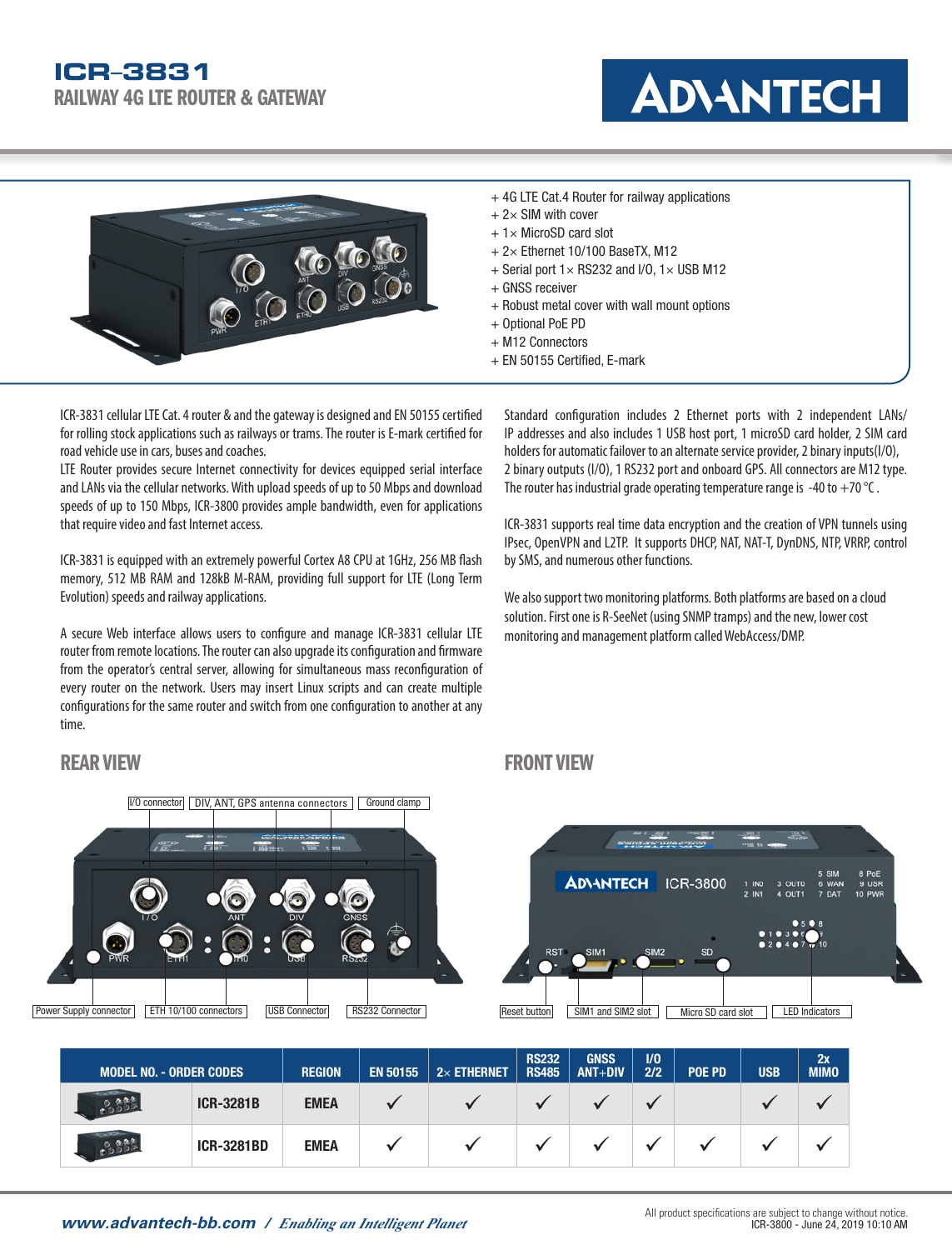# ICR-3831

## RAILWAY 4G LTE ROUTER & GATEWAY

- + 4G LTE Cat.4 Router for railway applications
- + 2× SIM with cover
- + 1× MicroSD card slot
- + 2× Ethernet 10/100 BaseTX, M12
- + Serial port 1× RS232 and I/O, 1× USB M12
- + GNSS receiver
- + Robust metal cover with wall mount options
- + Optional PoE PD
- + M12 Connectors
- + EN 50155 Certified, E-mark

ICR-3831 cellular LTE Cat. 4 router & and the gateway is designed and EN 50155 certified for rolling stock applications such as railways or trams. The router is E-mark certified for road vehicle use in cars, buses and coaches.
LTE Router provides secure Internet connectivity for devices equipped serial interface and LANs via the cellular networks. With upload speeds of up to 50 Mbps and download speeds of up to 150 Mbps, ICR-3800 provides ample bandwidth, even for applications that require video and fast Internet access.

ICR-3831 is equipped with an extremely powerful Cortex A8 CPU at 1GHz, 256 MB flash memory, 512 MB RAM and 128kB M-RAM, providing full support for LTE (Long Term Evolution) speeds and railway applications.

A secure Web interface allows users to configure and manage ICR-3831 cellular LTE router from remote locations. The router can also upgrade its configuration and firmware from the operator's central server, allowing for simultaneous mass reconfiguration of every router on the network. Users may insert Linux scripts and can create multiple configurations for the same router and switch from one configuration to another at any time.

Standard configuration includes 2 Ethernet ports with 2 independent LANs/IP addresses and also includes 1 USB host port, 1 microSD card holder, 2 SIM card holders for automatic failover to an alternate service provider, 2 binary inputs(I/O), 2 binary outputs (I/O), 1 RS232 port and onboard GPS. All connectors are M12 type. The router has industrial grade operating temperature range is -40 to +70 °C .

ICR-3831 supports real time data encryption and the creation of VPN tunnels using IPsec, OpenVPN and L2TP. It supports DHCP, NAT, NAT-T, DynDNS, NTP, VRRP, control by SMS, and numerous other functions.

We also support two monitoring platforms. Both platforms are based on a cloud solution. First one is R-SeeNet (using SNMP tramps) and the new, lower cost monitoring and management platform called WebAccess/DMP.

## REAR VIEW

I/O connector | DIV, ANT, GPS antenna connectors | Ground clamp | Power Supply connector | ETH 10/100 connectors | USB Connector | RS232 Connector

## FRONT VIEW

Reset button | SIM1 and SIM2 slot | Micro SD card slot | LED Indicators

| MODEL NO. - ORDER CODES | | REGION | EN 50155 | 2× ETHERNET | RS232 RS485 | GNSS ANT+DIV | I/O 2/2 | POE PD | USB | 2x MIMO |
|---|---|---|---|---|---|---|---|---|---|---|
| | ICR-3281B | EMEA | ✓ | ✓ | ✓ | ✓ | ✓ | | ✓ | ✓ |
| | ICR-3281BD | EMEA | ✓ | ✓ | ✓ | ✓ | ✓ | ✓ | ✓ | ✓ |

*www.advantech-bb.com / Enabling an Intelligent Planet*

All product specifications are subject to change without notice.
ICR-3800 - June 24, 2019 10:10 AM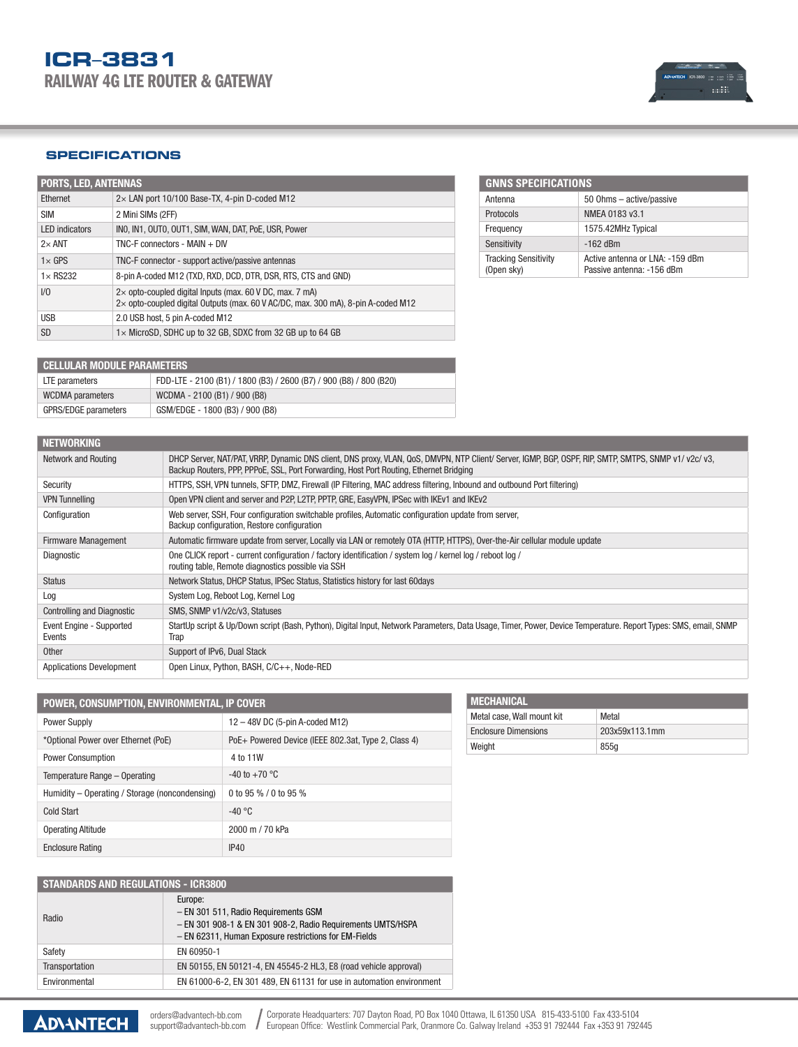# ICR-3831

## RAILWAY 4G LTE ROUTER & GATEWAY

## SPECIFICATIONS

| PORTS, LED, ANTENNAS | |
|---|---|
| Ethernet | 2× LAN port 10/100 Base-TX, 4-pin D-coded M12 |
| SIM | 2 Mini SIMs (2FF) |
| LED indicators | IN0, IN1, OUT0, OUT1, SIM, WAN, DAT, PoE, USR, Power |
| 2× ANT | TNC-F connectors - MAIN + DIV |
| 1× GPS | TNC-F connector - support active/passive antennas |
| 1× RS232 | 8-pin A-coded M12 (TXD, RXD, DCD, DTR, DSR, RTS, CTS and GND) |
| I/O | 2× opto-coupled digital Inputs (max. 60 V DC, max. 7 mA)<br>2× opto-coupled digital Outputs (max. 60 V AC/DC, max. 300 mA), 8-pin A-coded M12 |
| USB | 2.0 USB host, 5 pin A-coded M12 |
| SD | 1× MicroSD, SDHC up to 32 GB, SDXC from 32 GB up to 64 GB |

| GNNS SPECIFICATIONS | |
|---|---|
| Antenna | 50 Ohms – active/passive |
| Protocols | NMEA 0183 v3.1 |
| Frequency | 1575.42MHz Typical |
| Sensitivity | -162 dBm |
| Tracking Sensitivity (Open sky) | Active antenna or LNA: -159 dBm<br>Passive antenna: -156 dBm |

| CELLULAR MODULE PARAMETERS | |
|---|---|
| LTE parameters | FDD-LTE - 2100 (B1) / 1800 (B3) / 2600 (B7) / 900 (B8) / 800 (B20) |
| WCDMA parameters | WCDMA - 2100 (B1) / 900 (B8) |
| GPRS/EDGE parameters | GSM/EDGE - 1800 (B3) / 900 (B8) |

| NETWORKING | |
|---|---|
| Network and Routing | DHCP Server, NAT/PAT, VRRP, Dynamic DNS client, DNS proxy, VLAN, QoS, DMVPN, NTP Client/ Server, IGMP, BGP, OSPF, RIP, SMTP, SMTPS, SNMP v1/ v2c/ v3, Backup Routers, PPP, PPPoE, SSL, Port Forwarding, Host Port Routing, Ethernet Bridging |
| Security | HTTPS, SSH, VPN tunnels, SFTP, DMZ, Firewall (IP Filtering, MAC address filtering, Inbound and outbound Port filtering) |
| VPN Tunnelling | Open VPN client and server and P2P, L2TP, PPTP, GRE, EasyVPN, IPSec with IKEv1 and IKEv2 |
| Configuration | Web server, SSH, Four configuration switchable profiles, Automatic configuration update from server,<br>Backup configuration, Restore configuration |
| Firmware Management | Automatic firmware update from server, Locally via LAN or remotely OTA (HTTP, HTTPS), Over-the-Air cellular module update |
| Diagnostic | One CLICK report - current configuration / factory identification / system log / kernel log / reboot log /<br>routing table, Remote diagnostics possible via SSH |
| Status | Network Status, DHCP Status, IPSec Status, Statistics history for last 60days |
| Log | System Log, Reboot Log, Kernel Log |
| Controlling and Diagnostic | SMS, SNMP v1/v2c/v3, Statuses |
| Event Engine - Supported Events | StartUp script & Up/Down script (Bash, Python), Digital Input, Network Parameters, Data Usage, Timer, Power, Device Temperature. Report Types: SMS, email, SNMP Trap |
| Other | Support of IPv6, Dual Stack |
| Applications Development | Open Linux, Python, BASH, C/C++, Node-RED |

| POWER, CONSUMPTION, ENVIRONMENTAL, IP COVER | |
|---|---|
| Power Supply | 12 – 48V DC (5-pin A-coded M12) |
| *Optional Power over Ethernet (PoE) | PoE+ Powered Device (IEEE 802.3at, Type 2, Class 4) |
| Power Consumption | 4 to 11W |
| Temperature Range – Operating | -40 to +70 °C |
| Humidity – Operating / Storage (noncondensing) | 0 to 95 % / 0 to 95 % |
| Cold Start | -40 °C |
| Operating Altitude | 2000 m / 70 kPa |
| Enclosure Rating | IP40 |

| MECHANICAL | |
|---|---|
| Metal case, Wall mount kit | Metal |
| Enclosure Dimensions | 203x59x113.1mm |
| Weight | 855g |

| STANDARDS AND REGULATIONS - ICR3800 | |
|---|---|
| Radio | Europe:<br>– EN 301 511, Radio Requirements GSM<br>– EN 301 908-1 & EN 301 908-2, Radio Requirements UMTS/HSPA<br>– EN 62311, Human Exposure restrictions for EM-Fields |
| Safety | EN 60950-1 |
| Transportation | EN 50155, EN 50121-4, EN 45545-2 HL3, E8 (road vehicle approval) |
| Environmental | EN 61000-6-2, EN 301 489, EN 61131 for use in automation environment |

ADVANTECH

orders@advantech-bb.com
support@advantech-bb.com

Corporate Headquarters: 707 Dayton Road, PO Box 1040 Ottawa, IL 61350 USA 815-433-5100 Fax 433-5104
European Office: Westlink Commercial Park, Oranmore Co. Galway Ireland +353 91 792444 Fax +353 91 792445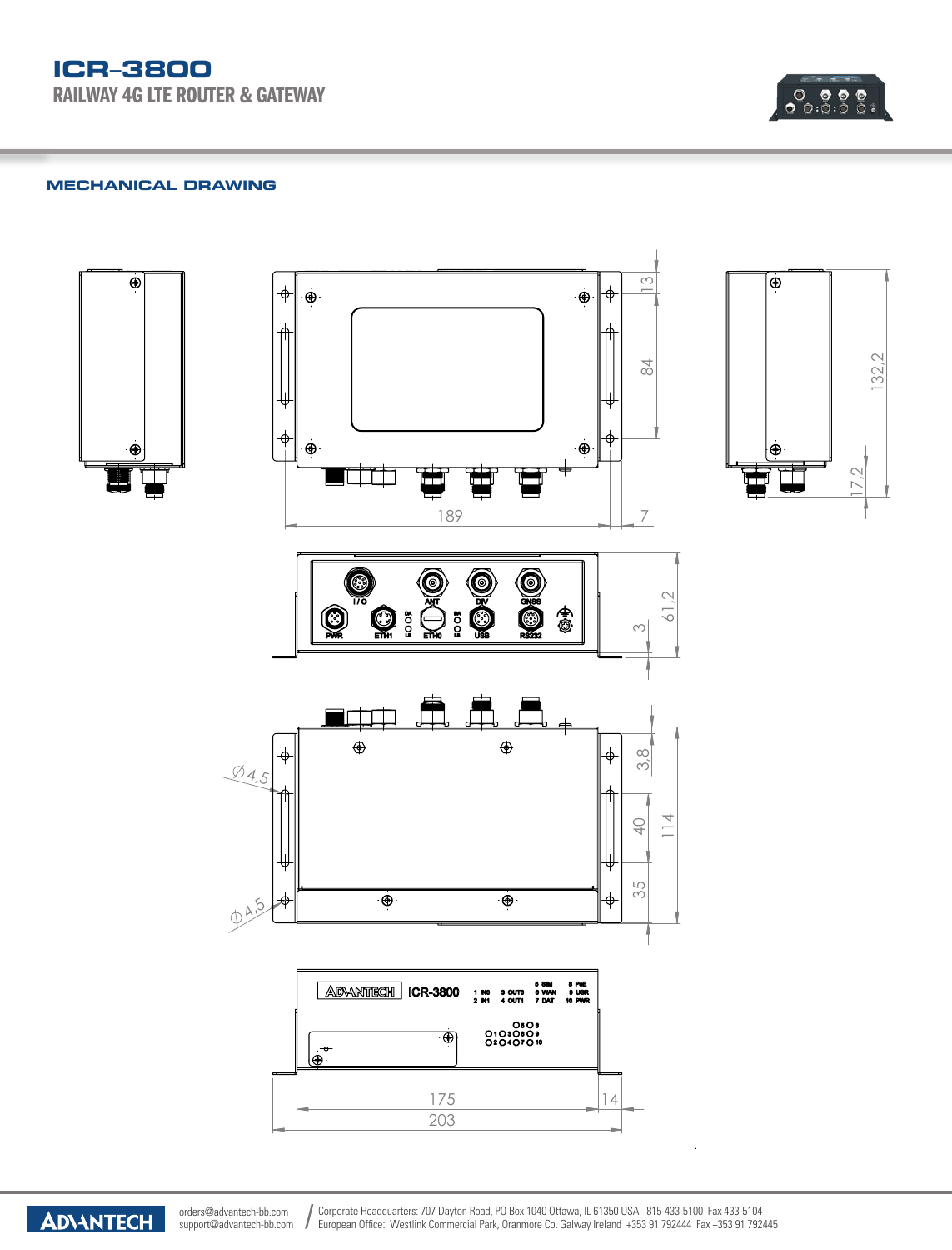# ICR-3800

**RAILWAY 4G LTE ROUTER & GATEWAY**

## MECHANICAL DRAWING

13
84
132,2
17,2
189
7
I / O
ANT
DIV
GNSS
PWR
ETH1
ETH0
USB
RS232
3
61,2
Ø4,5
Ø4,5
3,8
40
114
35
ADVANTECH
ICR-3800
1 IN0
2 IN1
3 OUT0
4 OUT1
5 SIM
6 WAN
7 DAT
8 PoE
9 USR
10 PWR
175
14
203